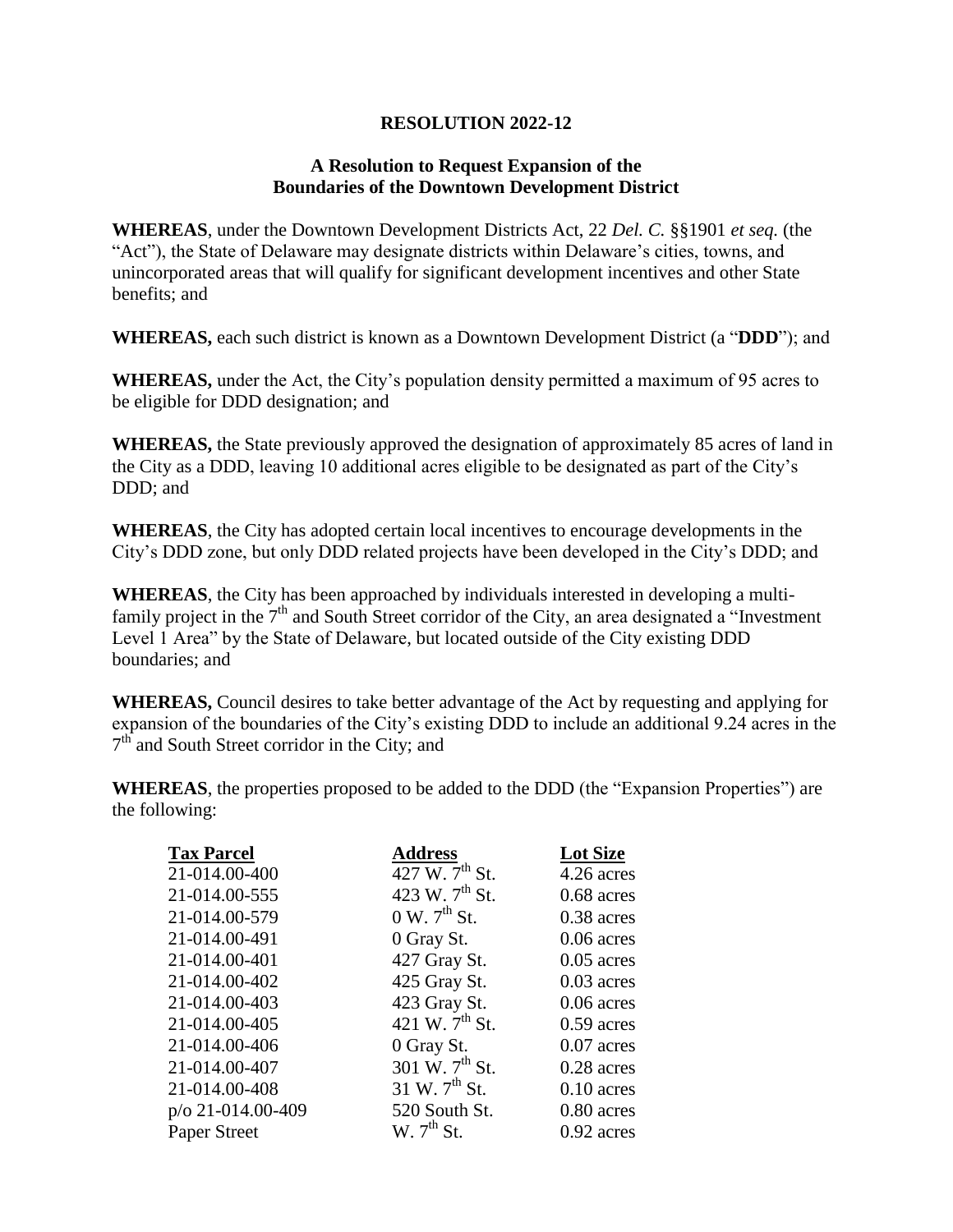# RESOLUTION 2022-12

## A Resolution to Request Expansion of the Boundaries of the Downtown Development District

**WHEREAS**, under the Downtown Development Districts Act, 22 *Del. C.* §§1901 *et seq.* (the "Act"), the State of Delaware may designate districts within Delaware's cities, towns, and unincorporated areas that will qualify for significant development incentives and other State benefits; and

**WHEREAS,** each such district is known as a Downtown Development District (a "**DDD**"); and

**WHEREAS,** under the Act, the City's population density permitted a maximum of 95 acres to be eligible for DDD designation; and

**WHEREAS,** the State previously approved the designation of approximately 85 acres of land in the City as a DDD, leaving 10 additional acres eligible to be designated as part of the City's DDD; and

**WHEREAS**, the City has adopted certain local incentives to encourage developments in the City's DDD zone, but only DDD related projects have been developed in the City's DDD; and

**WHEREAS**, the City has been approached by individuals interested in developing a multi-family project in the 7th and South Street corridor of the City, an area designated a "Investment Level 1 Area" by the State of Delaware, but located outside of the City existing DDD boundaries; and

**WHEREAS,** Council desires to take better advantage of the Act by requesting and applying for expansion of the boundaries of the City's existing DDD to include an additional 9.24 acres in the 7th and South Street corridor in the City; and

**WHEREAS**, the properties proposed to be added to the DDD (the "Expansion Properties") are the following:

| Tax Parcel | Address | Lot Size |
|---|---|---|
| 21-014.00-400 | 427 W. 7th St. | 4.26 acres |
| 21-014.00-555 | 423 W. 7th St. | 0.68 acres |
| 21-014.00-579 | 0 W. 7th St. | 0.38 acres |
| 21-014.00-491 | 0 Gray St. | 0.06 acres |
| 21-014.00-401 | 427 Gray St. | 0.05 acres |
| 21-014.00-402 | 425 Gray St. | 0.03 acres |
| 21-014.00-403 | 423 Gray St. | 0.06 acres |
| 21-014.00-405 | 421 W. 7th St. | 0.59 acres |
| 21-014.00-406 | 0 Gray St. | 0.07 acres |
| 21-014.00-407 | 301 W. 7th St. | 0.28 acres |
| 21-014.00-408 | 31 W. 7th St. | 0.10 acres |
| p/o 21-014.00-409 | 520 South St. | 0.80 acres |
| Paper Street | W. 7th St. | 0.92 acres |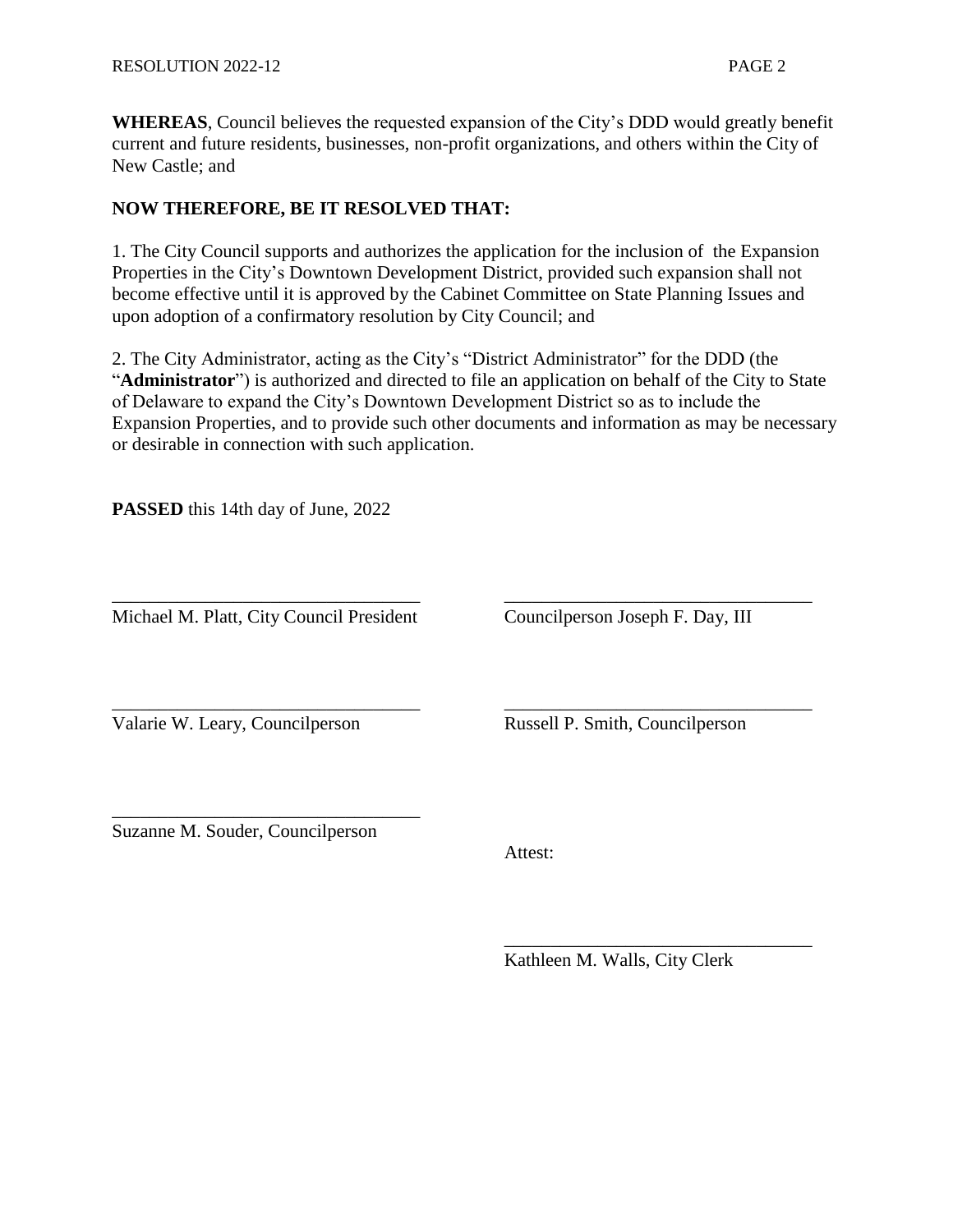**WHEREAS**, Council believes the requested expansion of the City's DDD would greatly benefit current and future residents, businesses, non-profit organizations, and others within the City of New Castle; and

**NOW THEREFORE, BE IT RESOLVED THAT:**

1. The City Council supports and authorizes the application for the inclusion of the Expansion Properties in the City's Downtown Development District, provided such expansion shall not become effective until it is approved by the Cabinet Committee on State Planning Issues and upon adoption of a confirmatory resolution by City Council; and

2. The City Administrator, acting as the City's "District Administrator" for the DDD (the "**Administrator**") is authorized and directed to file an application on behalf of the City to State of Delaware to expand the City's Downtown Development District so as to include the Expansion Properties, and to provide such other documents and information as may be necessary or desirable in connection with such application.

**PASSED** this 14th day of June, 2022

_________________________________
Michael M. Platt, City Council President

_________________________________
Councilperson Joseph F. Day, III

_________________________________
Valarie W. Leary, Councilperson

_________________________________
Russell P. Smith, Councilperson

_________________________________
Suzanne M. Souder, Councilperson

Attest:

_________________________________
Kathleen M. Walls, City Clerk